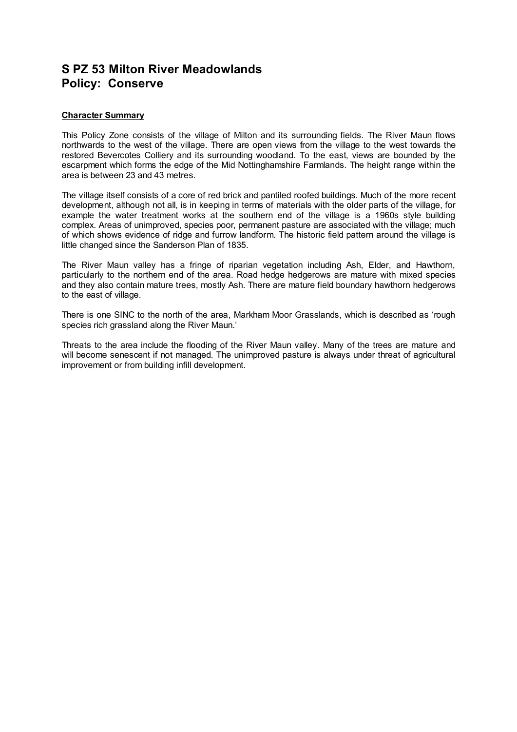# S PZ 53 Milton River Meadowlands
# Policy: Conserve

**Character Summary**

This Policy Zone consists of the village of Milton and its surrounding fields. The River Maun flows northwards to the west of the village. There are open views from the village to the west towards the restored Bevercotes Colliery and its surrounding woodland. To the east, views are bounded by the escarpment which forms the edge of the Mid Nottinghamshire Farmlands. The height range within the area is between 23 and 43 metres.

The village itself consists of a core of red brick and pantiled roofed buildings. Much of the more recent development, although not all, is in keeping in terms of materials with the older parts of the village, for example the water treatment works at the southern end of the village is a 1960s style building complex. Areas of unimproved, species poor, permanent pasture are associated with the village; much of which shows evidence of ridge and furrow landform. The historic field pattern around the village is little changed since the Sanderson Plan of 1835.

The River Maun valley has a fringe of riparian vegetation including Ash, Elder, and Hawthorn, particularly to the northern end of the area. Road hedge hedgerows are mature with mixed species and they also contain mature trees, mostly Ash. There are mature field boundary hawthorn hedgerows to the east of village.

There is one SINC to the north of the area, Markham Moor Grasslands, which is described as 'rough species rich grassland along the River Maun.'

Threats to the area include the flooding of the River Maun valley. Many of the trees are mature and will become senescent if not managed. The unimproved pasture is always under threat of agricultural improvement or from building infill development.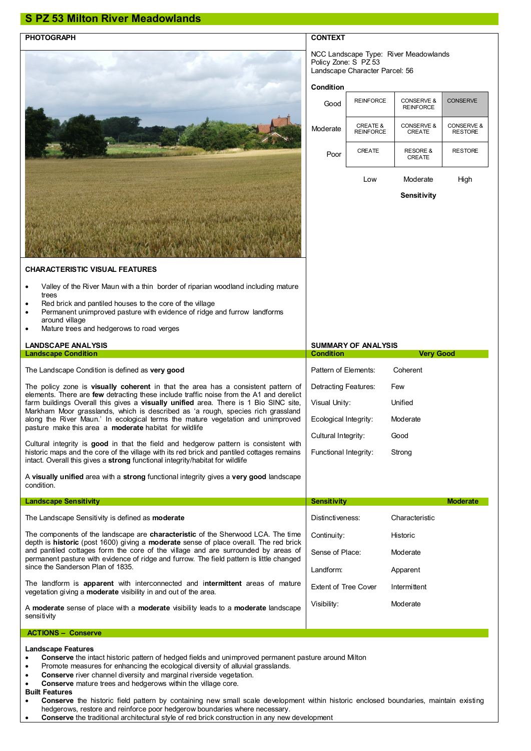# S PZ 53 Milton River Meadowlands

## PHOTOGRAPH

## CONTEXT

NCC Landscape Type: River Meadowlands
Policy Zone: S PZ 53
Landscape Character Parcel: 56

**Condition**

| | | | |
|---|---|---|---|
| Good | REINFORCE | CONSERVE & REINFORCE | CONSERVE |
| Moderate | CREATE & REINFORCE | CONSERVE & CREATE | CONSERVE & RESTORE |
| Poor | CREATE | RESORE & CREATE | RESTORE |
| | Low | Moderate | High |
| | | **Sensitivity** | |

## CHARACTERISTIC VISUAL FEATURES

- Valley of the River Maun with a thin border of riparian woodland including mature trees
- Red brick and pantiled houses to the core of the village
- Permanent unimproved pasture with evidence of ridge and furrow landforms around village
- Mature trees and hedgerows to road verges

## LANDSCAPE ANALYSIS

### Landscape Condition

The Landscape Condition is defined as **very good**

The policy zone is **visually coherent** in that the area has a consistent pattern of elements. There are **few** detracting these include traffic noise from the A1 and derelict farm buildings Overall this gives a **visually unified** area. There is 1 Bio SINC site, Markham Moor grasslands, which is described as 'a rough, species rich grassland along the River Maun.' In ecological terms the mature vegetation and unimproved pasture make this area a **moderate** habitat for wildlife

Cultural integrity is **good** in that the field and hedgerow pattern is consistent with historic maps and the core of the village with its red brick and pantiled cottages remains intact. Overall this gives a **strong** functional integrity/habitat for wildlife

A **visually unified** area with a **strong** functional integrity gives a **very good** landscape condition.

## SUMMARY OF ANALYSIS

| Condition | Very Good |
|---|---|
| Pattern of Elements: | Coherent |
| Detracting Features: | Few |
| Visual Unity: | Unified |
| Ecological Integrity: | Moderate |
| Cultural Integrity: | Good |
| Functional Integrity: | Strong |

### Landscape Sensitivity

The Landscape Sensitivity is defined as **moderate**

The components of the landscape are **characteristic** of the Sherwood LCA. The time depth is **historic** (post 1600) giving a **moderate** sense of place overall. The red brick and pantiled cottages form the core of the village and are surrounded by areas of permanent pasture with evidence of ridge and furrow. The field pattern is little changed since the Sanderson Plan of 1835.

The landform is **apparent** with interconnected and **intermittent** areas of mature vegetation giving a **moderate** visibility in and out of the area.

A **moderate** sense of place with a **moderate** visibility leads to a **moderate** landscape sensitivity

| Sensitivity | Moderate |
|---|---|
| Distinctiveness: | Characteristic |
| Continuity: | Historic |
| Sense of Place: | Moderate |
| Landform: | Apparent |
| Extent of Tree Cover | Intermittent |
| Visibility: | Moderate |

## ACTIONS – Conserve

**Landscape Features**

- **Conserve** the intact historic pattern of hedged fields and unimproved permanent pasture around Milton
- Promote measures for enhancing the ecological diversity of alluvial grasslands.
- **Conserve** river channel diversity and marginal riverside vegetation.
- **Conserve** mature trees and hedgerows within the village core.

**Built Features**

- **Conserve** the historic field pattern by containing new small scale development within historic enclosed boundaries, maintain existing hedgerows, restore and reinforce poor hedgerow boundaries where necessary.
- **Conserve** the traditional architectural style of red brick construction in any new development